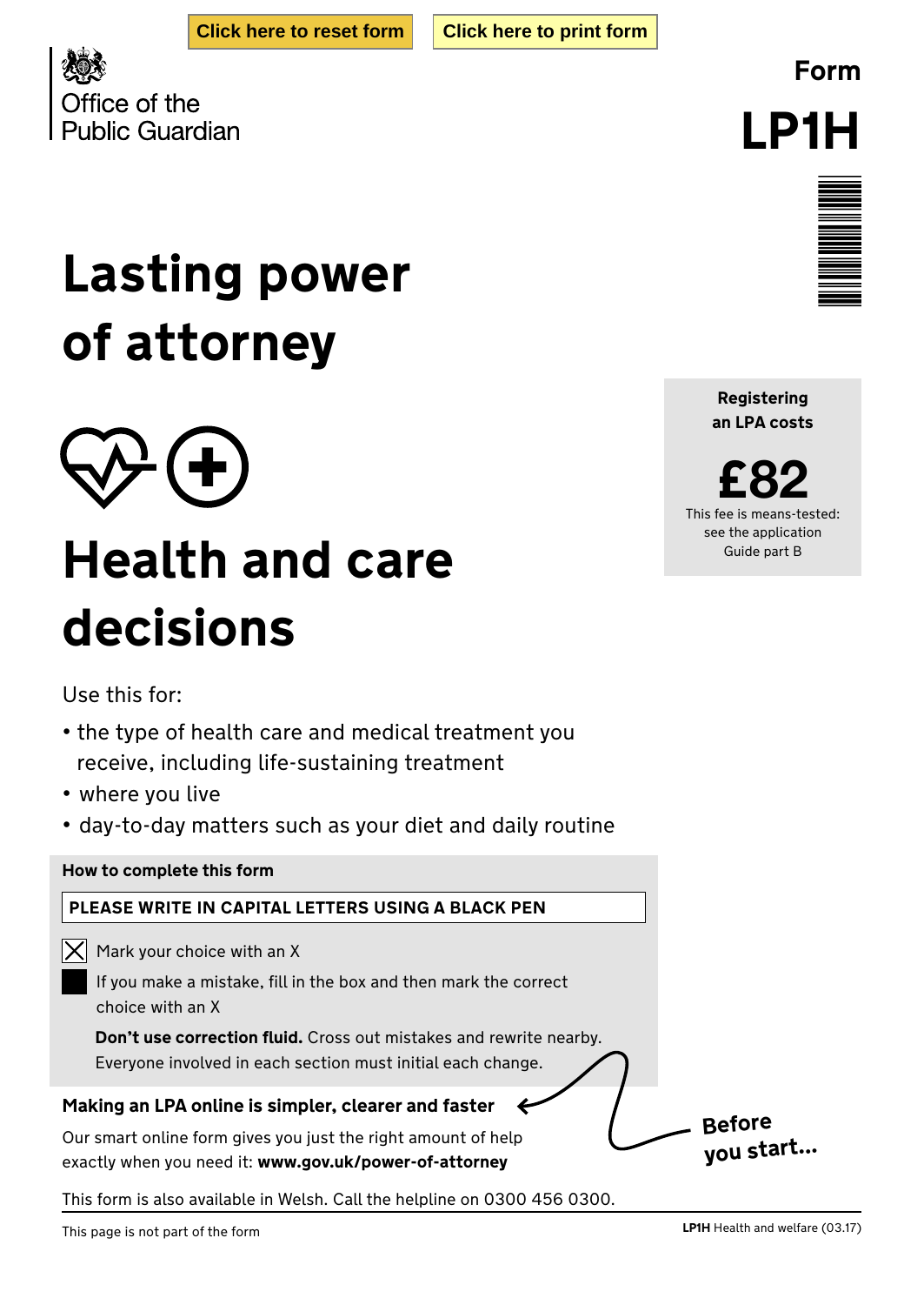Click here to reset form | Click here to print form

Office of the Public Guardian

Form

# LP1H

# Lasting power of attorney

**Registering an LPA costs**

**£82**

This fee is means-tested: see the application Guide part B

# Health and care decisions

Use this for:

- the type of health care and medical treatment you receive, including life-sustaining treatment
- where you live
- day-to-day matters such as your diet and daily routine

**How to complete this form**

**PLEASE WRITE IN CAPITAL LETTERS USING A BLACK PEN**

☒ Mark your choice with an X

■ If you make a mistake, fill in the box and then mark the correct choice with an X

**Don't use correction fluid.** Cross out mistakes and rewrite nearby. Everyone involved in each section must initial each change.

**Making an LPA online is simpler, clearer and faster**

Our smart online form gives you just the right amount of help exactly when you need it: **www.gov.uk/power-of-attorney**

**Before you start...**

This form is also available in Welsh. Call the helpline on 0300 456 0300.

This page is not part of the form

**LP1H** Health and welfare (03.17)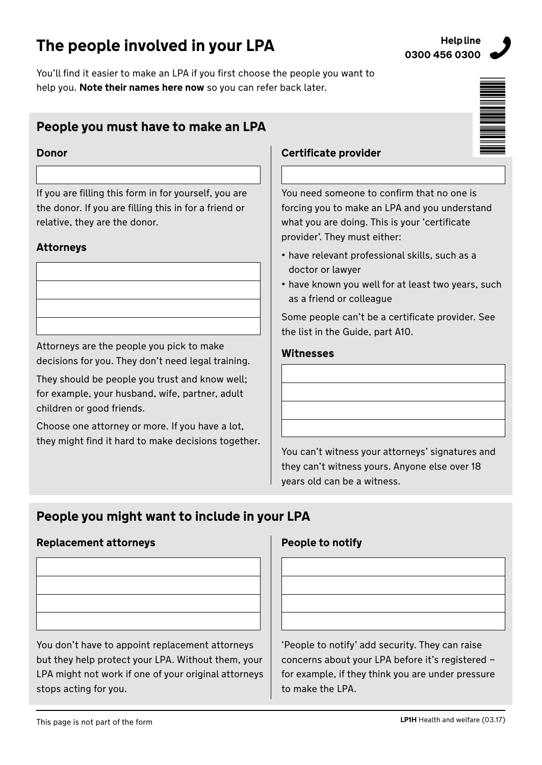# The people involved in your LPA

**Help line**
**0300 456 0300**

You'll find it easier to make an LPA if you first choose the people you want to help you. **Note their names here now** so you can refer back later.

## People you must have to make an LPA

### Donor

If you are filling this form in for yourself, you are the donor. If you are filling this in for a friend or relative, they are the donor.

### Attorneys

Attorneys are the people you pick to make decisions for you. They don't need legal training.

They should be people you trust and know well; for example, your husband, wife, partner, adult children or good friends.

Choose one attorney or more. If you have a lot, they might find it hard to make decisions together.

### Certificate provider

You need someone to confirm that no one is forcing you to make an LPA and you understand what you are doing. This is your 'certificate provider'. They must either:

- have relevant professional skills, such as a doctor or lawyer
- have known you well for at least two years, such as a friend or colleague

Some people can't be a certificate provider. See the list in the Guide, part A10.

### Witnesses

You can't witness your attorneys' signatures and they can't witness yours. Anyone else over 18 years old can be a witness.

## People you might want to include in your LPA

### Replacement attorneys

You don't have to appoint replacement attorneys but they help protect your LPA. Without them, your LPA might not work if one of your original attorneys stops acting for you.

### People to notify

'People to notify' add security. They can raise concerns about your LPA before it's registered – for example, if they think you are under pressure to make the LPA.

This page is not part of the form

**LP1H** Health and welfare (03.17)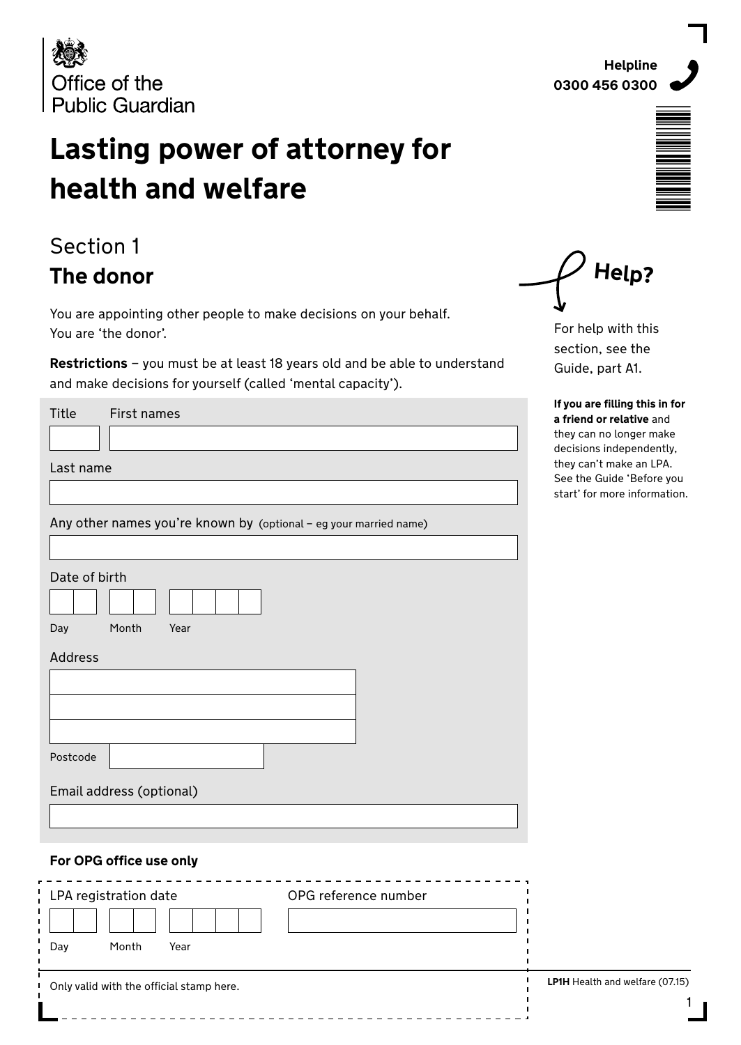Office of the Public Guardian

**Helpline**
**0300 456 0300**

# Lasting power of attorney for health and welfare

## Section 1
## The donor

You are appointing other people to make decisions on your behalf. You are 'the donor'.

**Restrictions** – you must be at least 18 years old and be able to understand and make decisions for yourself (called 'mental capacity').

Title | First names

Last name

Any other names you're known by (optional – eg your married name)

Date of birth

Day | Month | Year

Address

Postcode

Email address (optional)

**Help?**

For help with this section, see the Guide, part A1.

**If you are filling this in for a friend or relative** and they can no longer make decisions independently, they can't make an LPA. See the Guide 'Before you start' for more information.

**For OPG office use only**

LPA registration date

Day | Month | Year

OPG reference number

Only valid with the official stamp here.

**LP1H** Health and welfare (07.15)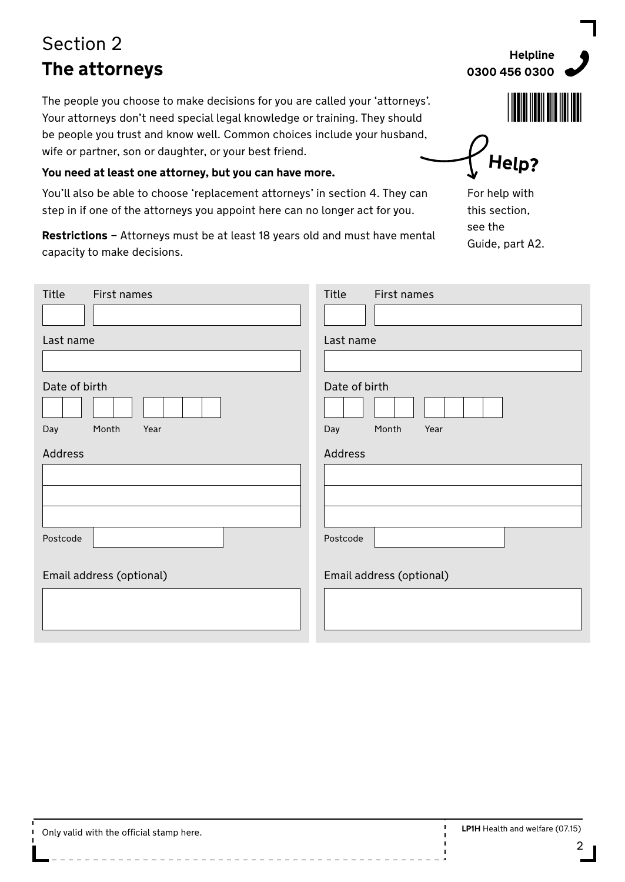# Section 2
## The attorneys

**Helpline**
**0300 456 0300**

The people you choose to make decisions for you are called your 'attorneys'. Your attorneys don't need special legal knowledge or training. They should be people you trust and know well. Common choices include your husband, wife or partner, son or daughter, or your best friend.

**You need at least one attorney, but you can have more.**

You'll also be able to choose 'replacement attorneys' in section 4. They can step in if one of the attorneys you appoint here can no longer act for you.

**Restrictions** – Attorneys must be at least 18 years old and must have mental capacity to make decisions.

**Help?**

For help with this section, see the Guide, part A2.

Title First names

Last name

Date of birth

Day Month Year

Address

Postcode

Email address (optional)

Title First names

Last name

Date of birth

Day Month Year

Address

Postcode

Email address (optional)

Only valid with the official stamp here.

**LP1H** Health and welfare (07.15)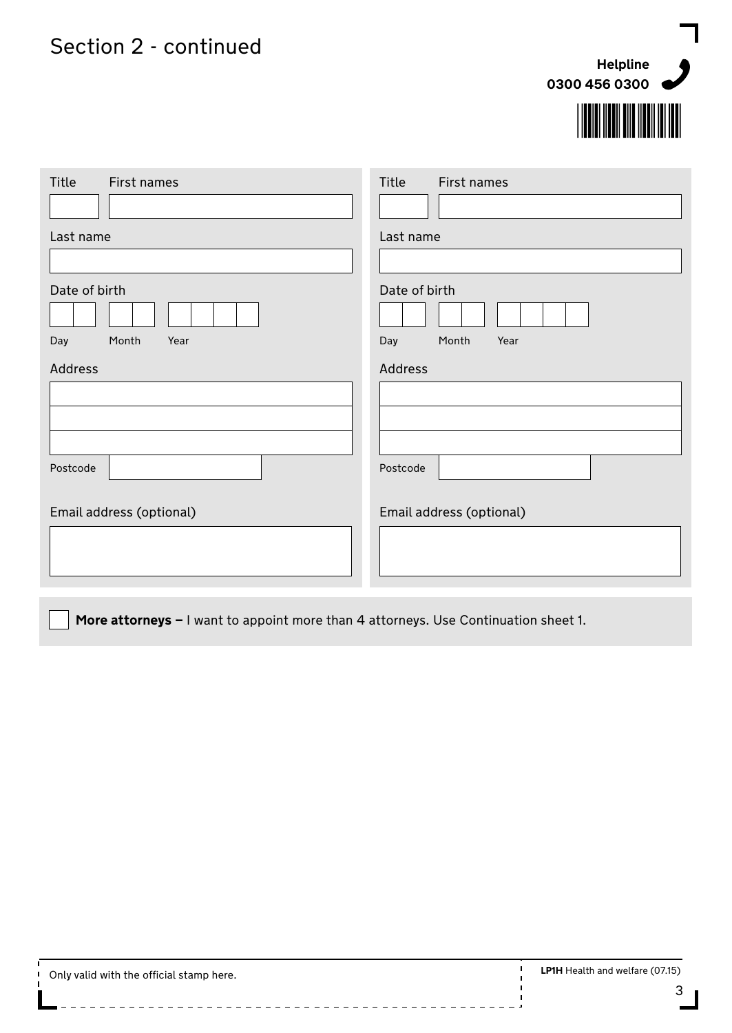# Section 2 - continued

**Helpline**
**0300 456 0300**

| Title | First names |
|---|---|
| | |

Last name

Date of birth

Day | Month | Year

Address

Postcode

Email address (optional)

| Title | First names |
|---|---|
| | |

Last name

Date of birth

Day | Month | Year

Address

Postcode

Email address (optional)

☐ **More attorneys –** I want to appoint more than 4 attorneys. Use Continuation sheet 1.

Only valid with the official stamp here.

**LP1H** Health and welfare (07.15)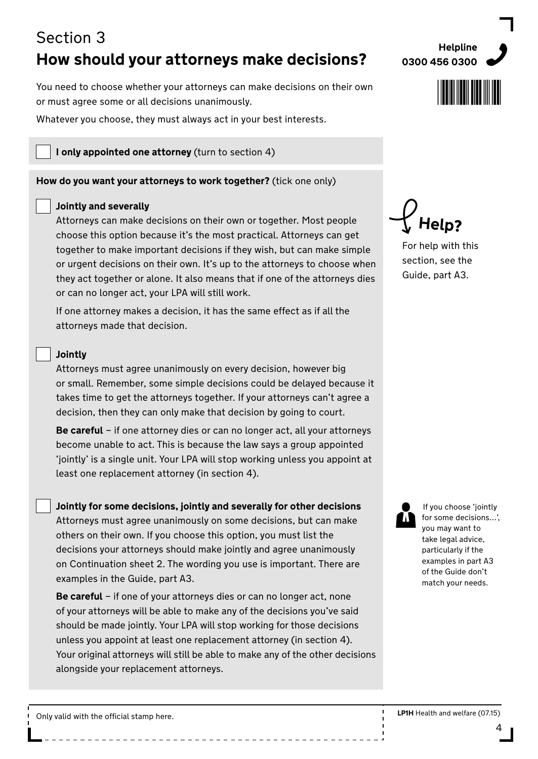Section 3

# How should your attorneys make decisions?

**Helpline**
**0300 456 0300**

You need to choose whether your attorneys can make decisions on their own or must agree some or all decisions unanimously.

Whatever you choose, they must always act in your best interests.

☐ **I only appointed one attorney** (turn to section 4)

**How do you want your attorneys to work together?** (tick one only)

☐ **Jointly and severally**

Attorneys can make decisions on their own or together. Most people choose this option because it's the most practical. Attorneys can get together to make important decisions if they wish, but can make simple or urgent decisions on their own. It's up to the attorneys to choose when they act together or alone. It also means that if one of the attorneys dies or can no longer act, your LPA will still work.

If one attorney makes a decision, it has the same effect as if all the attorneys made that decision.

☐ **Jointly**

Attorneys must agree unanimously on every decision, however big or small. Remember, some simple decisions could be delayed because it takes time to get the attorneys together. If your attorneys can't agree a decision, then they can only make that decision by going to court.

**Be careful** – if one attorney dies or can no longer act, all your attorneys become unable to act. This is because the law says a group appointed 'jointly' is a single unit. Your LPA will stop working unless you appoint at least one replacement attorney (in section 4).

☐ **Jointly for some decisions, jointly and severally for other decisions**

Attorneys must agree unanimously on some decisions, but can make others on their own. If you choose this option, you must list the decisions your attorneys should make jointly and agree unanimously on Continuation sheet 2. The wording you use is important. There are examples in the Guide, part A3.

**Be careful** – if one of your attorneys dies or can no longer act, none of your attorneys will be able to make any of the decisions you've said should be made jointly. Your LPA will stop working for those decisions unless you appoint at least one replacement attorney (in section 4). Your original attorneys will still be able to make any of the other decisions alongside your replacement attorneys.

**Help?**

For help with this section, see the Guide, part A3.

If you choose 'jointly for some decisions...', you may want to take legal advice, particularly if the examples in part A3 of the Guide don't match your needs.

Only valid with the official stamp here.

**LP1H** Health and welfare (07.15)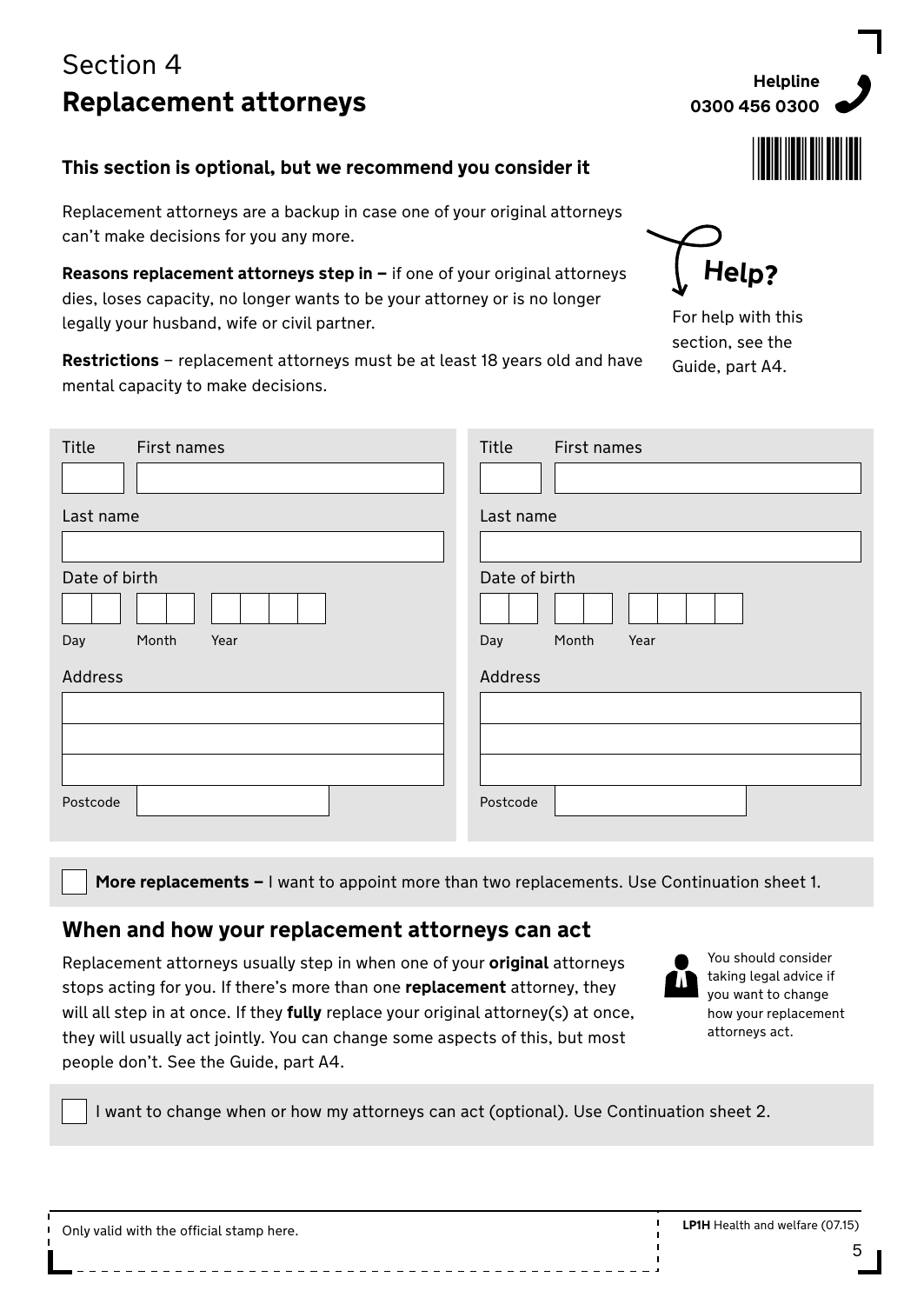# Section 4
## Replacement attorneys

**Helpline 0300 456 0300**

### This section is optional, but we recommend you consider it

Replacement attorneys are a backup in case one of your original attorneys can't make decisions for you any more.

**Reasons replacement attorneys step in –** if one of your original attorneys dies, loses capacity, no longer wants to be your attorney or is no longer legally your husband, wife or civil partner.

**Restrictions** – replacement attorneys must be at least 18 years old and have mental capacity to make decisions.

**Help?** For help with this section, see the Guide, part A4.

| Replacement attorney 1 | Replacement attorney 2 |
|---|---|
| Title | Title |
| First names | First names |
| Last name | Last name |
| Date of birth (Day / Month / Year) | Date of birth (Day / Month / Year) |
| Address | Address |
| Postcode | Postcode |

☐ **More replacements –** I want to appoint more than two replacements. Use Continuation sheet 1.

### When and how your replacement attorneys can act

Replacement attorneys usually step in when one of your **original** attorneys stops acting for you. If there's more than one **replacement** attorney, they will all step in at once. If they **fully** replace your original attorney(s) at once, they will usually act jointly. You can change some aspects of this, but most people don't. See the Guide, part A4.

You should consider taking legal advice if you want to change how your replacement attorneys act.

☐ I want to change when or how my attorneys can act (optional). Use Continuation sheet 2.

Only valid with the official stamp here.

LP1H Health and welfare (07.15)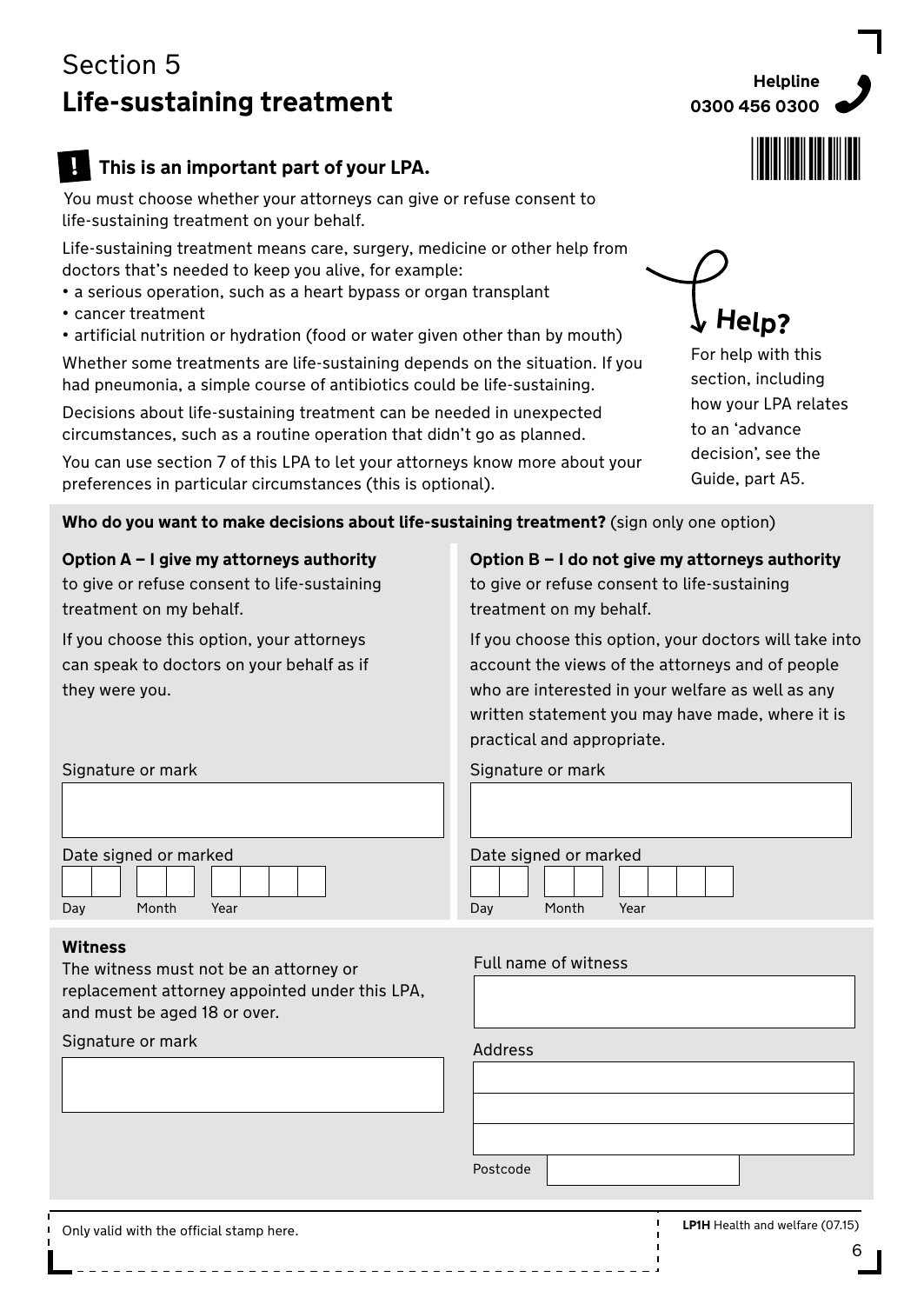# Section 5
## Life-sustaining treatment

Helpline
0300 456 0300

**This is an important part of your LPA.**

You must choose whether your attorneys can give or refuse consent to life-sustaining treatment on your behalf.

Life-sustaining treatment means care, surgery, medicine or other help from doctors that's needed to keep you alive, for example:

- a serious operation, such as a heart bypass or organ transplant
- cancer treatment
- artificial nutrition or hydration (food or water given other than by mouth)

Whether some treatments are life-sustaining depends on the situation. If you had pneumonia, a simple course of antibiotics could be life-sustaining.

Decisions about life-sustaining treatment can be needed in unexpected circumstances, such as a routine operation that didn't go as planned.

You can use section 7 of this LPA to let your attorneys know more about your preferences in particular circumstances (this is optional).

**Help?**

For help with this section, including how your LPA relates to an 'advance decision', see the Guide, part A5.

**Who do you want to make decisions about life-sustaining treatment?** (sign only one option)

**Option A – I give my attorneys authority** to give or refuse consent to life-sustaining treatment on my behalf.

If you choose this option, your attorneys can speak to doctors on your behalf as if they were you.

Signature or mark

Date signed or marked

Day | Month | Year

**Option B – I do not give my attorneys authority** to give or refuse consent to life-sustaining treatment on my behalf.

If you choose this option, your doctors will take into account the views of the attorneys and of people who are interested in your welfare as well as any written statement you may have made, where it is practical and appropriate.

Signature or mark

Date signed or marked

Day | Month | Year

**Witness**

The witness must not be an attorney or replacement attorney appointed under this LPA, and must be aged 18 or over.

Signature or mark

Full name of witness

Address

Postcode

Only valid with the official stamp here.

**LP1H** Health and welfare (07.15)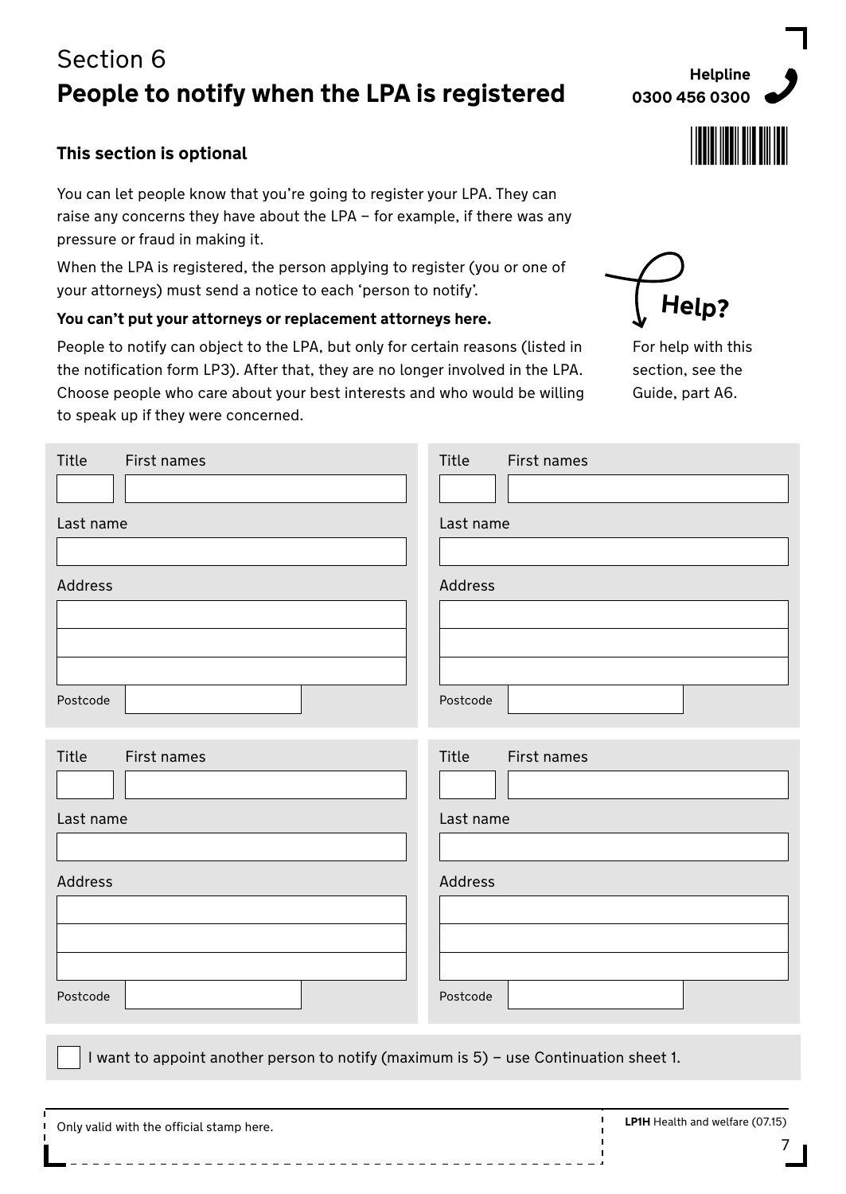# Section 6

## People to notify when the LPA is registered

Helpline
0300 456 0300

### This section is optional

You can let people know that you're going to register your LPA. They can raise any concerns they have about the LPA – for example, if there was any pressure or fraud in making it.

When the LPA is registered, the person applying to register (you or one of your attorneys) must send a notice to each 'person to notify'.

**You can't put your attorneys or replacement attorneys here.**

People to notify can object to the LPA, but only for certain reasons (listed in the notification form LP3). After that, they are no longer involved in the LPA. Choose people who care about your best interests and who would be willing to speak up if they were concerned.

**Help?**

For help with this section, see the Guide, part A6.

Title ______ First names ______________________

Last name ______________________

Address ______________________

______________________

______________________

Postcode ______________________

Title ______ First names ______________________

Last name ______________________

Address ______________________

______________________

______________________

Postcode ______________________

Title ______ First names ______________________

Last name ______________________

Address ______________________

______________________

______________________

Postcode ______________________

Title ______ First names ______________________

Last name ______________________

Address ______________________

______________________

______________________

Postcode ______________________

☐ I want to appoint another person to notify (maximum is 5) – use Continuation sheet 1.

Only valid with the official stamp here.

**LP1H** Health and welfare (07.15)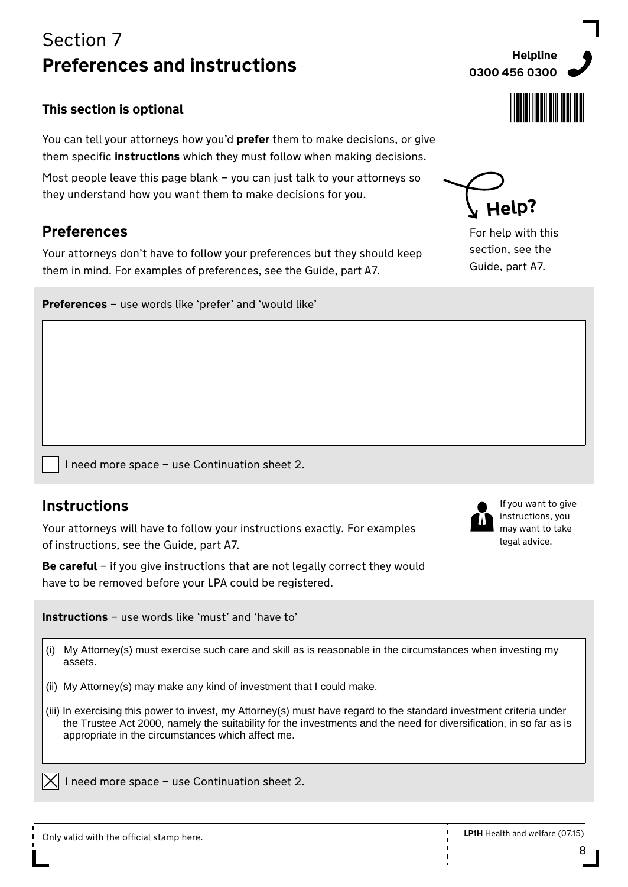# Section 7
## Preferences and instructions

Helpline
0300 456 0300

**This section is optional**

You can tell your attorneys how you'd **prefer** them to make decisions, or give them specific **instructions** which they must follow when making decisions.

Most people leave this page blank – you can just talk to your attorneys so they understand how you want them to make decisions for you.

**Help?**

For help with this section, see the Guide, part A7.

### Preferences

Your attorneys don't have to follow your preferences but they should keep them in mind. For examples of preferences, see the Guide, part A7.

**Preferences** – use words like 'prefer' and 'would like'

☐ I need more space – use Continuation sheet 2.

### Instructions

Your attorneys will have to follow your instructions exactly. For examples of instructions, see the Guide, part A7.

**Be careful** – if you give instructions that are not legally correct they would have to be removed before your LPA could be registered.

If you want to give instructions, you may want to take legal advice.

**Instructions** – use words like 'must' and 'have to'

(i) My Attorney(s) must exercise such care and skill as is reasonable in the circumstances when investing my assets.

(ii) My Attorney(s) may make any kind of investment that I could make.

(iii) In exercising this power to invest, my Attorney(s) must have regard to the standard investment criteria under the Trustee Act 2000, namely the suitability for the investments and the need for diversification, in so far as is appropriate in the circumstances which affect me.

☒ I need more space – use Continuation sheet 2.

Only valid with the official stamp here.

**LP1H** Health and welfare (07.15)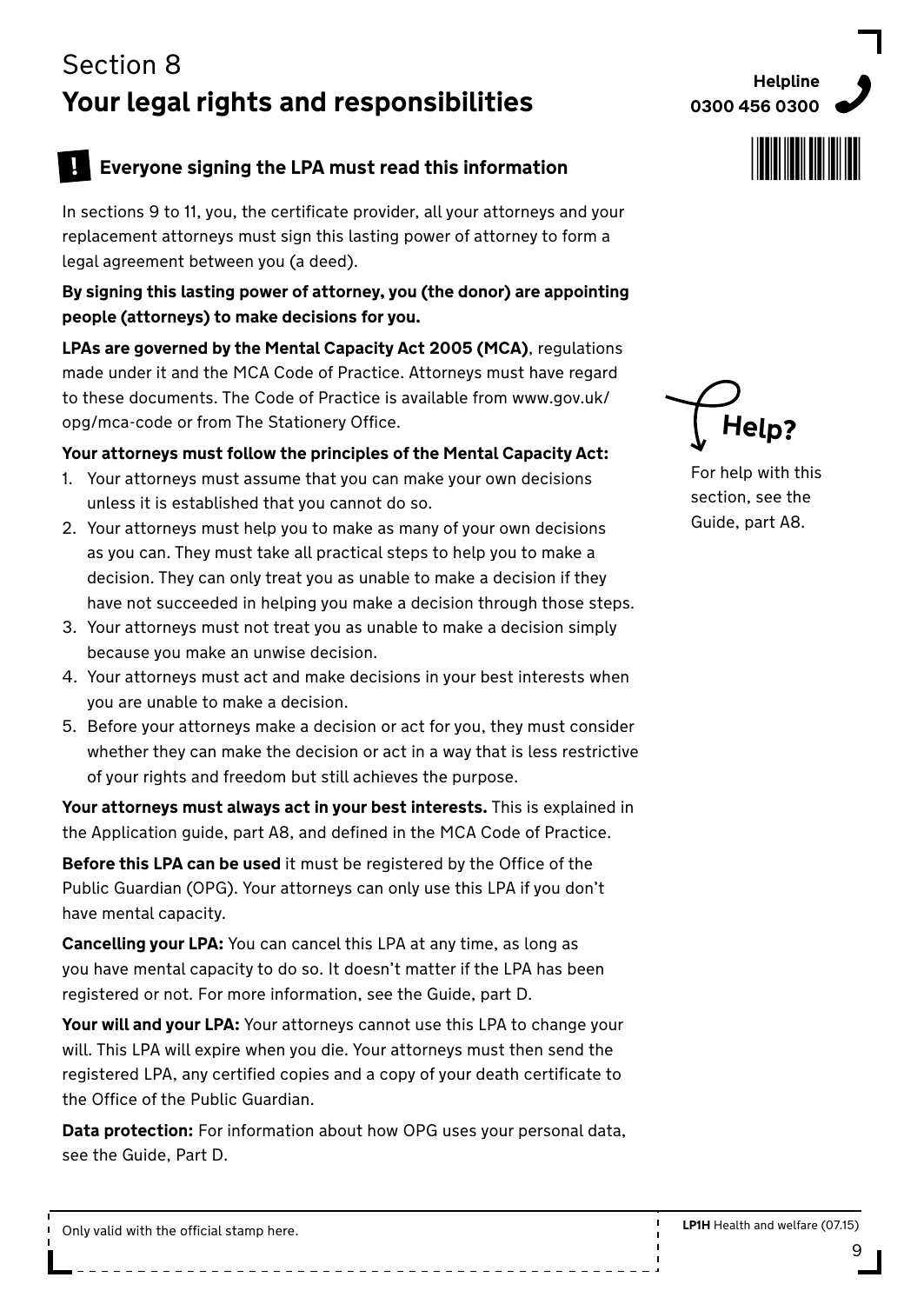# Section 8

## Your legal rights and responsibilities

Helpline
0300 456 0300

### Everyone signing the LPA must read this information

In sections 9 to 11, you, the certificate provider, all your attorneys and your replacement attorneys must sign this lasting power of attorney to form a legal agreement between you (a deed).

**By signing this lasting power of attorney, you (the donor) are appointing people (attorneys) to make decisions for you.**

**LPAs are governed by the Mental Capacity Act 2005 (MCA)**, regulations made under it and the MCA Code of Practice. Attorneys must have regard to these documents. The Code of Practice is available from www.gov.uk/opg/mca-code or from The Stationery Office.

**Your attorneys must follow the principles of the Mental Capacity Act:**

1. Your attorneys must assume that you can make your own decisions unless it is established that you cannot do so.
2. Your attorneys must help you to make as many of your own decisions as you can. They must take all practical steps to help you to make a decision. They can only treat you as unable to make a decision if they have not succeeded in helping you make a decision through those steps.
3. Your attorneys must not treat you as unable to make a decision simply because you make an unwise decision.
4. Your attorneys must act and make decisions in your best interests when you are unable to make a decision.
5. Before your attorneys make a decision or act for you, they must consider whether they can make the decision or act in a way that is less restrictive of your rights and freedom but still achieves the purpose.

**Your attorneys must always act in your best interests.** This is explained in the Application guide, part A8, and defined in the MCA Code of Practice.

**Before this LPA can be used** it must be registered by the Office of the Public Guardian (OPG). Your attorneys can only use this LPA if you don't have mental capacity.

**Cancelling your LPA:** You can cancel this LPA at any time, as long as you have mental capacity to do so. It doesn't matter if the LPA has been registered or not. For more information, see the Guide, part D.

**Your will and your LPA:** Your attorneys cannot use this LPA to change your will. This LPA will expire when you die. Your attorneys must then send the registered LPA, any certified copies and a copy of your death certificate to the Office of the Public Guardian.

**Data protection:** For information about how OPG uses your personal data, see the Guide, Part D.

Help?

For help with this section, see the Guide, part A8.

Only valid with the official stamp here.

**LP1H** Health and welfare (07.15)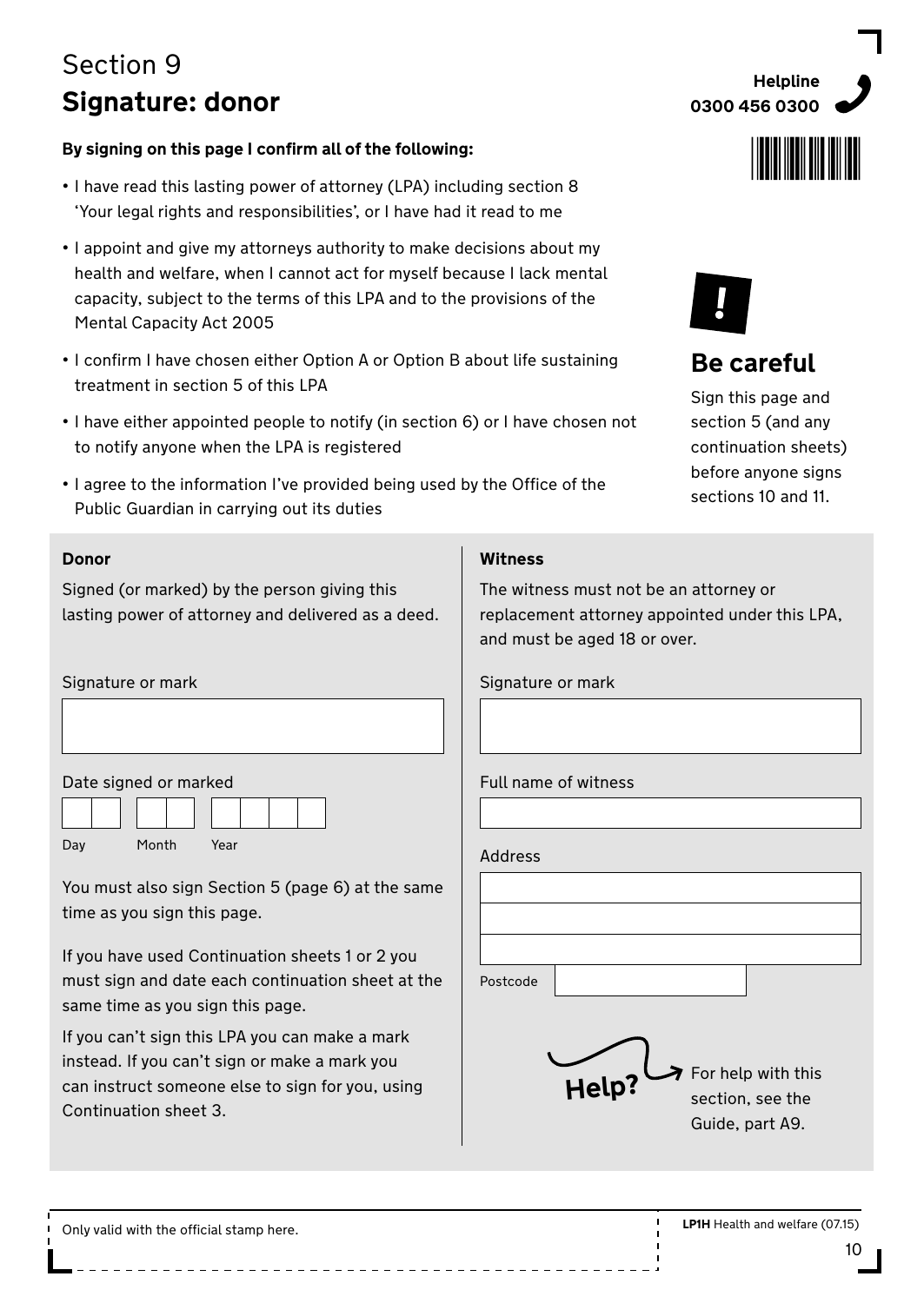# Section 9

## Signature: donor

**Helpline**
**0300 456 0300**

**By signing on this page I confirm all of the following:**

- I have read this lasting power of attorney (LPA) including section 8 'Your legal rights and responsibilities', or I have had it read to me
- I appoint and give my attorneys authority to make decisions about my health and welfare, when I cannot act for myself because I lack mental capacity, subject to the terms of this LPA and to the provisions of the Mental Capacity Act 2005
- I confirm I have chosen either Option A or Option B about life sustaining treatment in section 5 of this LPA
- I have either appointed people to notify (in section 6) or I have chosen not to notify anyone when the LPA is registered
- I agree to the information I've provided being used by the Office of the Public Guardian in carrying out its duties

**!**

### Be careful

Sign this page and section 5 (and any continuation sheets) before anyone signs sections 10 and 11.

**Donor**

Signed (or marked) by the person giving this lasting power of attorney and delivered as a deed.

Signature or mark

Date signed or marked

Day Month Year

You must also sign Section 5 (page 6) at the same time as you sign this page.

If you have used Continuation sheets 1 or 2 you must sign and date each continuation sheet at the same time as you sign this page.

If you can't sign this LPA you can make a mark instead. If you can't sign or make a mark you can instruct someone else to sign for you, using Continuation sheet 3.

**Witness**

The witness must not be an attorney or replacement attorney appointed under this LPA, and must be aged 18 or over.

Signature or mark

Full name of witness

Address

Postcode

**Help?** For help with this section, see the Guide, part A9.

Only valid with the official stamp here.

**LP1H** Health and welfare (07.15)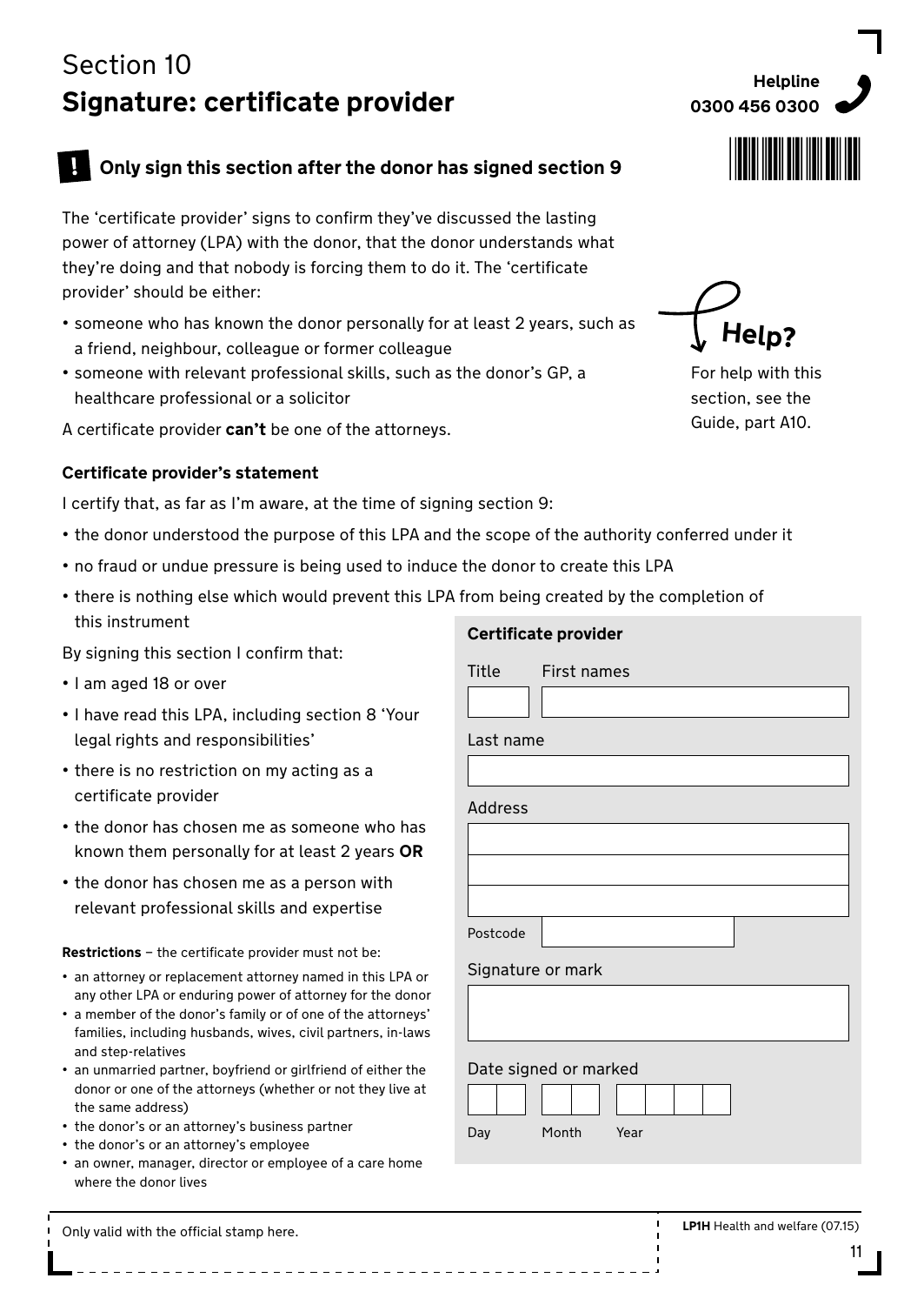# Section 10

## Signature: certificate provider

Helpline
0300 456 0300

**! Only sign this section after the donor has signed section 9**

The 'certificate provider' signs to confirm they've discussed the lasting power of attorney (LPA) with the donor, that the donor understands what they're doing and that nobody is forcing them to do it. The 'certificate provider' should be either:

- someone who has known the donor personally for at least 2 years, such as a friend, neighbour, colleague or former colleague
- someone with relevant professional skills, such as the donor's GP, a healthcare professional or a solicitor

A certificate provider **can't** be one of the attorneys.

**Help?**

For help with this section, see the Guide, part A10.

### Certificate provider's statement

I certify that, as far as I'm aware, at the time of signing section 9:

- the donor understood the purpose of this LPA and the scope of the authority conferred under it
- no fraud or undue pressure is being used to induce the donor to create this LPA
- there is nothing else which would prevent this LPA from being created by the completion of this instrument

By signing this section I confirm that:

- I am aged 18 or over
- I have read this LPA, including section 8 'Your legal rights and responsibilities'
- there is no restriction on my acting as a certificate provider
- the donor has chosen me as someone who has known them personally for at least 2 years **OR**
- the donor has chosen me as a person with relevant professional skills and expertise

**Restrictions** – the certificate provider must not be:

- an attorney or replacement attorney named in this LPA or any other LPA or enduring power of attorney for the donor
- a member of the donor's family or of one of the attorneys' families, including husbands, wives, civil partners, in-laws and step-relatives
- an unmarried partner, boyfriend or girlfriend of either the donor or one of the attorneys (whether or not they live at the same address)
- the donor's or an attorney's business partner
- the donor's or an attorney's employee
- an owner, manager, director or employee of a care home where the donor lives

**Certificate provider**

Title ______ First names ______

Last name ______

Address ______

Postcode ______

Signature or mark ______

Date signed or marked

Day __ __ Month __ __ Year __ __ __ __

Only valid with the official stamp here.

**LP1H** Health and welfare (07.15)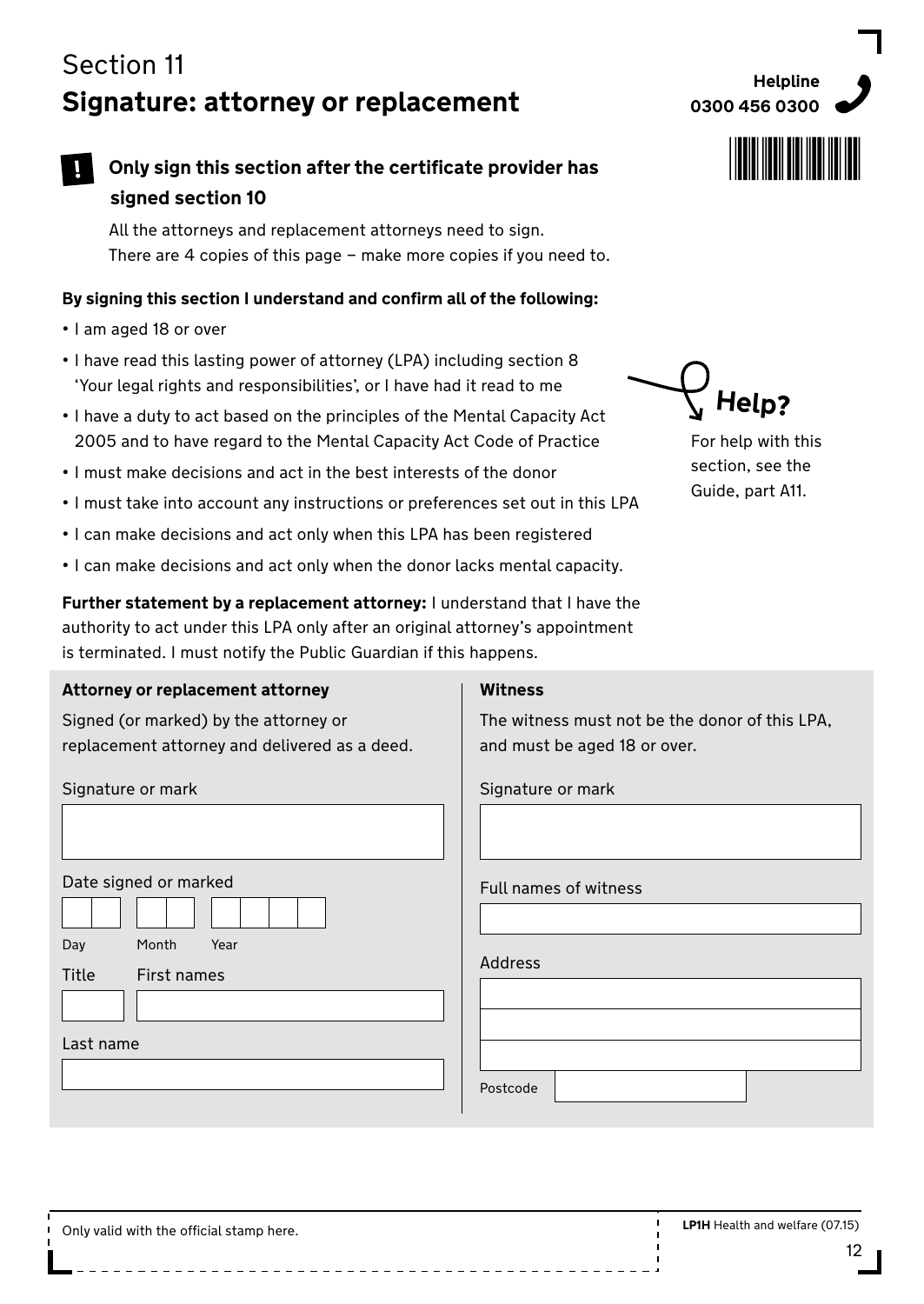# Section 11
## Signature: attorney or replacement

Helpline
0300 456 0300

**! Only sign this section after the certificate provider has signed section 10**

All the attorneys and replacement attorneys need to sign.
There are 4 copies of this page – make more copies if you need to.

**By signing this section I understand and confirm all of the following:**

- I am aged 18 or over
- I have read this lasting power of attorney (LPA) including section 8 'Your legal rights and responsibilities', or I have had it read to me
- I have a duty to act based on the principles of the Mental Capacity Act 2005 and to have regard to the Mental Capacity Act Code of Practice
- I must make decisions and act in the best interests of the donor
- I must take into account any instructions or preferences set out in this LPA
- I can make decisions and act only when this LPA has been registered
- I can make decisions and act only when the donor lacks mental capacity.

**Help?**

For help with this section, see the Guide, part A11.

**Further statement by a replacement attorney:** I understand that I have the authority to act under this LPA only after an original attorney's appointment is terminated. I must notify the Public Guardian if this happens.

**Attorney or replacement attorney**

Signed (or marked) by the attorney or replacement attorney and delivered as a deed.

Signature or mark

Date signed or marked

Day | Month | Year

Title | First names

Last name

**Witness**

The witness must not be the donor of this LPA, and must be aged 18 or over.

Signature or mark

Full names of witness

Address

Postcode

Only valid with the official stamp here.

**LP1H** Health and welfare (07.15)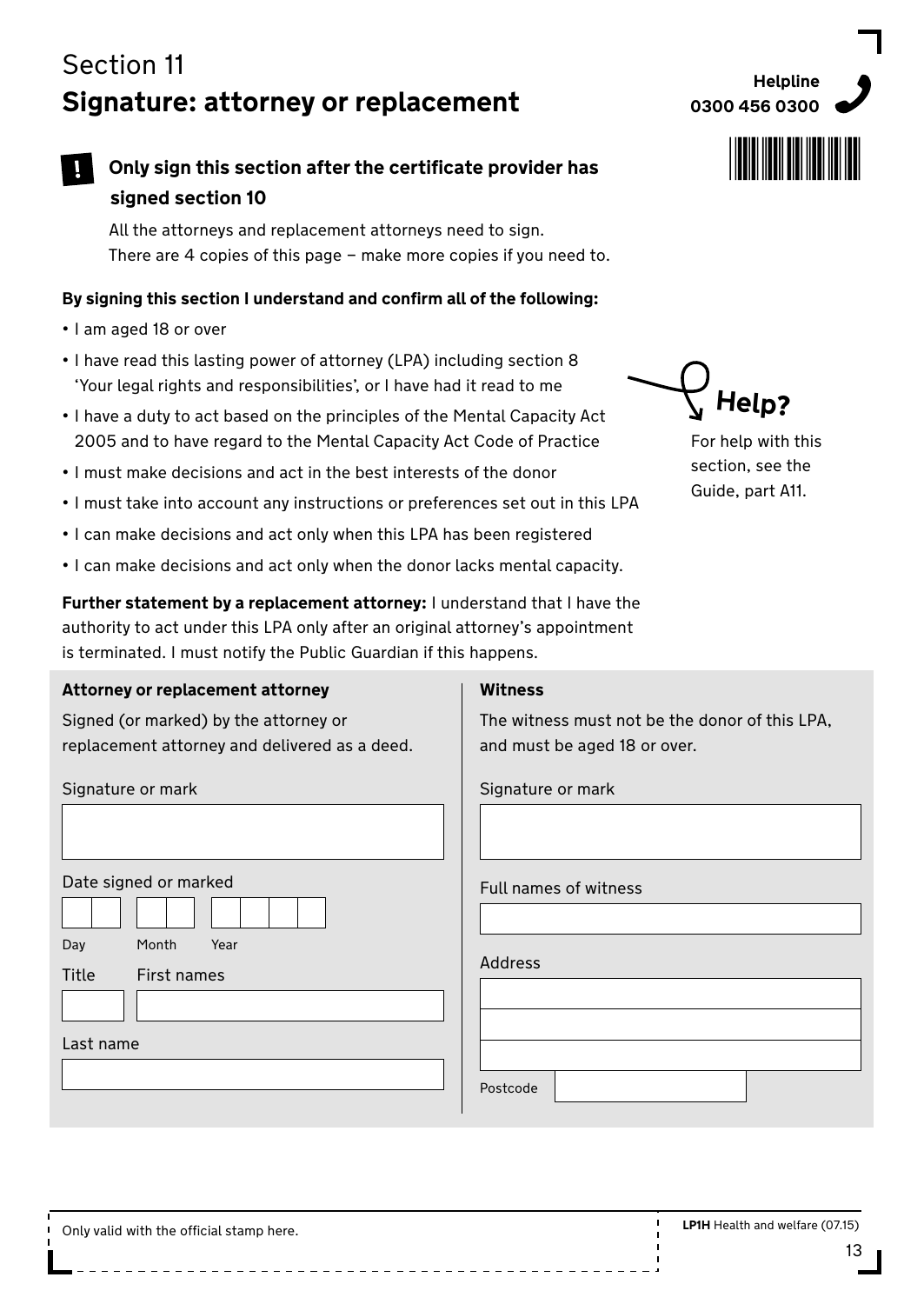# Section 11
## Signature: attorney or replacement

Helpline
0300 456 0300

**! Only sign this section after the certificate provider has signed section 10**

All the attorneys and replacement attorneys need to sign.
There are 4 copies of this page – make more copies if you need to.

**By signing this section I understand and confirm all of the following:**

- I am aged 18 or over
- I have read this lasting power of attorney (LPA) including section 8 'Your legal rights and responsibilities', or I have had it read to me
- I have a duty to act based on the principles of the Mental Capacity Act 2005 and to have regard to the Mental Capacity Act Code of Practice
- I must make decisions and act in the best interests of the donor
- I must take into account any instructions or preferences set out in this LPA
- I can make decisions and act only when this LPA has been registered
- I can make decisions and act only when the donor lacks mental capacity.

**Help?**

For help with this section, see the Guide, part A11.

**Further statement by a replacement attorney:** I understand that I have the authority to act under this LPA only after an original attorney's appointment is terminated. I must notify the Public Guardian if this happens.

**Attorney or replacement attorney**

Signed (or marked) by the attorney or replacement attorney and delivered as a deed.

Signature or mark

Date signed or marked

Day Month Year

Title First names

Last name

**Witness**

The witness must not be the donor of this LPA, and must be aged 18 or over.

Signature or mark

Full names of witness

Address

Postcode

Only valid with the official stamp here.

**LP1H** Health and welfare (07.15)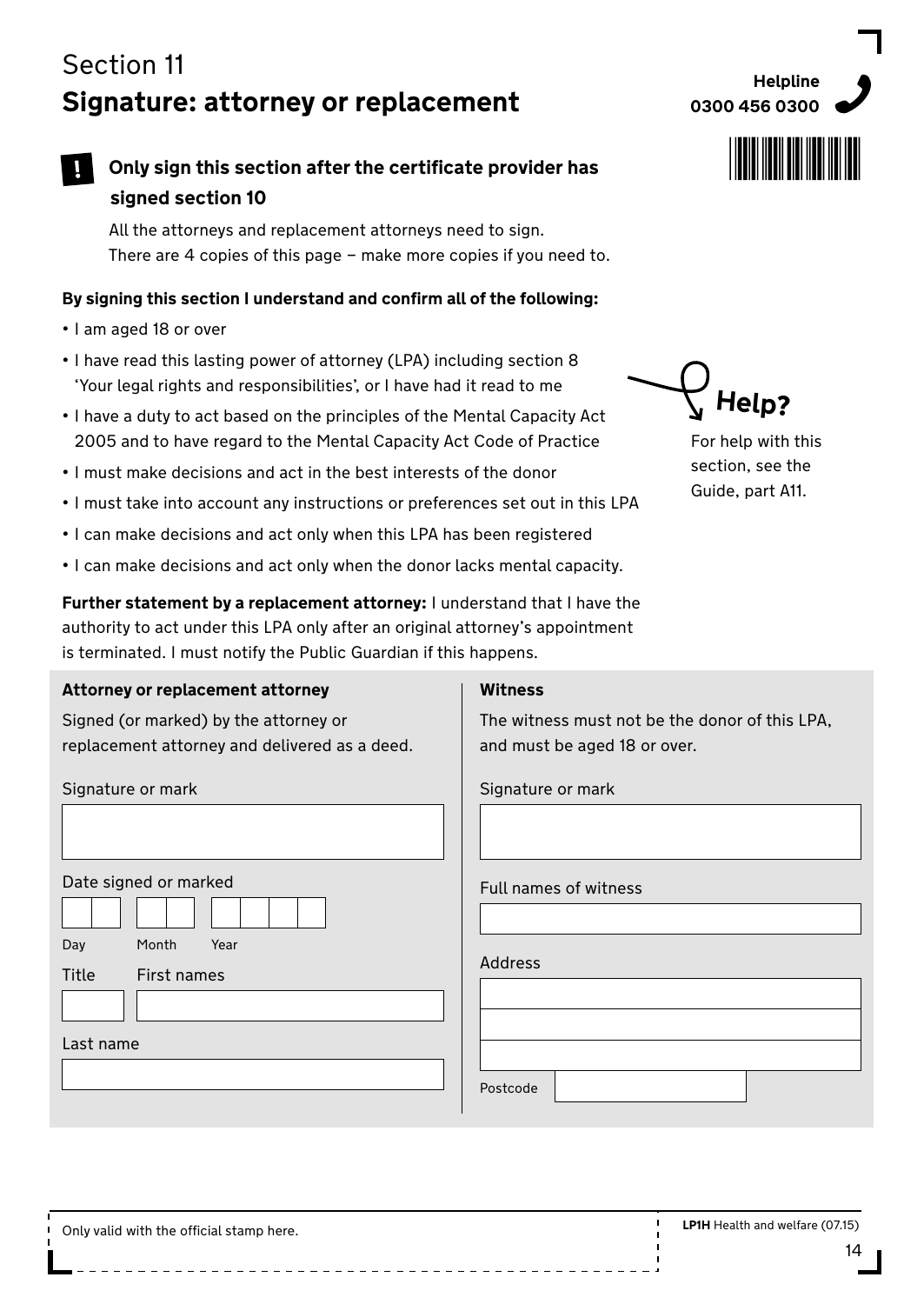# Section 11

## Signature: attorney or replacement

Helpline
0300 456 0300

**! Only sign this section after the certificate provider has signed section 10**

All the attorneys and replacement attorneys need to sign.
There are 4 copies of this page – make more copies if you need to.

**By signing this section I understand and confirm all of the following:**

- I am aged 18 or over
- I have read this lasting power of attorney (LPA) including section 8 'Your legal rights and responsibilities', or I have had it read to me
- I have a duty to act based on the principles of the Mental Capacity Act 2005 and to have regard to the Mental Capacity Act Code of Practice
- I must make decisions and act in the best interests of the donor
- I must take into account any instructions or preferences set out in this LPA
- I can make decisions and act only when this LPA has been registered
- I can make decisions and act only when the donor lacks mental capacity.

**Help?**

For help with this section, see the Guide, part A11.

**Further statement by a replacement attorney:** I understand that I have the authority to act under this LPA only after an original attorney's appointment is terminated. I must notify the Public Guardian if this happens.

**Attorney or replacement attorney**

Signed (or marked) by the attorney or replacement attorney and delivered as a deed.

Signature or mark

Date signed or marked

Day | Month | Year

Title | First names

Last name

**Witness**

The witness must not be the donor of this LPA, and must be aged 18 or over.

Signature or mark

Full names of witness

Address

Postcode

Only valid with the official stamp here.

**LP1H** Health and welfare (07.15)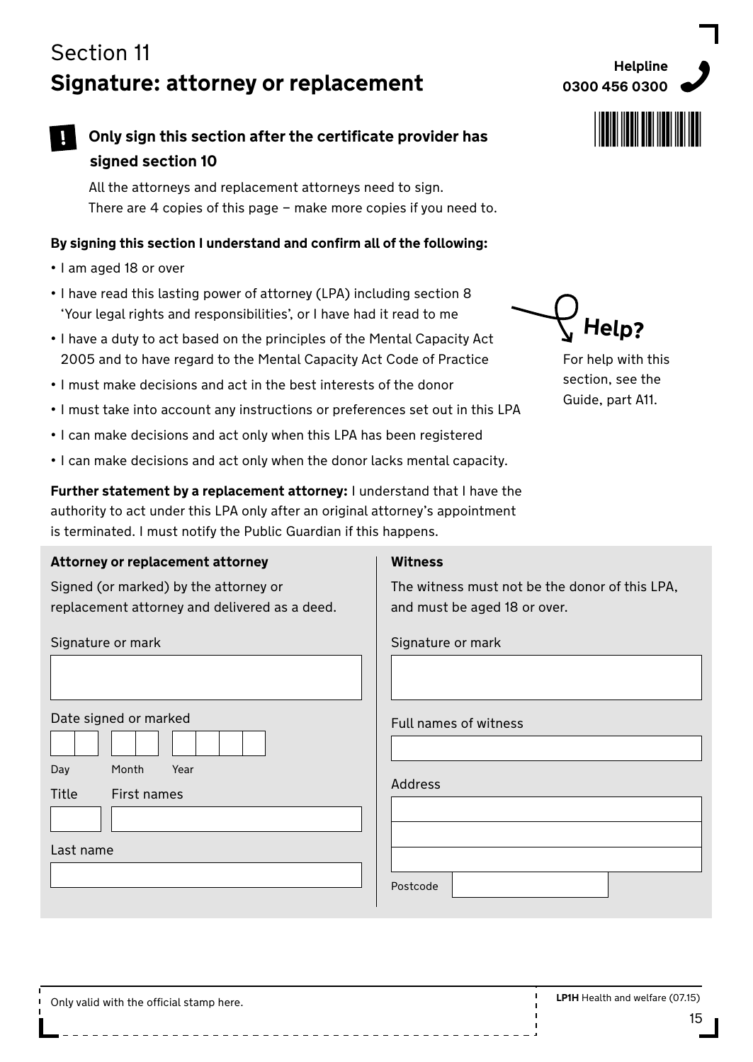# Section 11

## Signature: attorney or replacement

Helpline
**0300 456 0300**

**! Only sign this section after the certificate provider has signed section 10**

All the attorneys and replacement attorneys need to sign.
There are 4 copies of this page – make more copies if you need to.

**By signing this section I understand and confirm all of the following:**

- I am aged 18 or over
- I have read this lasting power of attorney (LPA) including section 8 'Your legal rights and responsibilities', or I have had it read to me
- I have a duty to act based on the principles of the Mental Capacity Act 2005 and to have regard to the Mental Capacity Act Code of Practice
- I must make decisions and act in the best interests of the donor
- I must take into account any instructions or preferences set out in this LPA
- I can make decisions and act only when this LPA has been registered
- I can make decisions and act only when the donor lacks mental capacity.

**Help?**
For help with this section, see the Guide, part A11.

**Further statement by a replacement attorney:** I understand that I have the authority to act under this LPA only after an original attorney's appointment is terminated. I must notify the Public Guardian if this happens.

**Attorney or replacement attorney**

Signed (or marked) by the attorney or replacement attorney and delivered as a deed.

Signature or mark

Date signed or marked

Day | Month | Year

Title | First names

Last name

**Witness**

The witness must not be the donor of this LPA, and must be aged 18 or over.

Signature or mark

Full names of witness

Address

Postcode

Only valid with the official stamp here.

LP1H Health and welfare (07.15)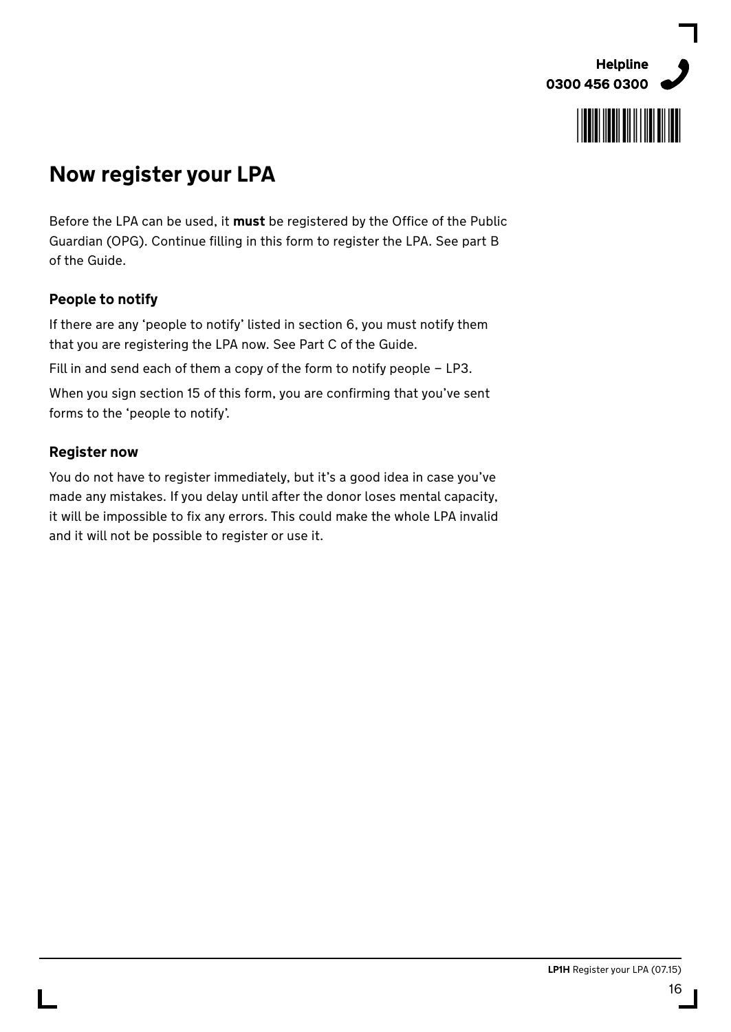Helpline
0300 456 0300

# Now register your LPA

Before the LPA can be used, it **must** be registered by the Office of the Public Guardian (OPG). Continue filling in this form to register the LPA. See part B of the Guide.

### People to notify

If there are any 'people to notify' listed in section 6, you must notify them that you are registering the LPA now. See Part C of the Guide.

Fill in and send each of them a copy of the form to notify people – LP3.

When you sign section 15 of this form, you are confirming that you've sent forms to the 'people to notify'.

### Register now

You do not have to register immediately, but it's a good idea in case you've made any mistakes. If you delay until after the donor loses mental capacity, it will be impossible to fix any errors. This could make the whole LPA invalid and it will not be possible to register or use it.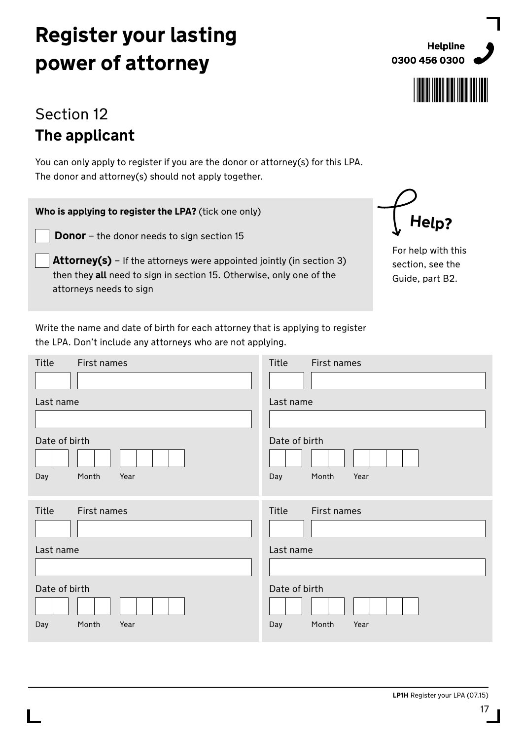# Register your lasting power of attorney

**Helpline**
**0300 456 0300**

## Section 12
## The applicant

You can only apply to register if you are the donor or attorney(s) for this LPA. The donor and attorney(s) should not apply together.

**Who is applying to register the LPA?** (tick one only)

- ☐ **Donor** – the donor needs to sign section 15
- ☐ **Attorney(s)** – If the attorneys were appointed jointly (in section 3) then they **all** need to sign in section 15. Otherwise, only one of the attorneys needs to sign

**Help?**

For help with this section, see the Guide, part B2.

Write the name and date of birth for each attorney that is applying to register the LPA. Don't include any attorneys who are not applying.

| Title | First names |
|---|---|
| | |

Last name

Date of birth

Day | Month | Year

| Title | First names |
|---|---|
| | |

Last name

Date of birth

Day | Month | Year

| Title | First names |
|---|---|
| | |

Last name

Date of birth

Day | Month | Year

| Title | First names |
|---|---|
| | |

Last name

Date of birth

Day | Month | Year

**LP1H** Register your LPA (07.15)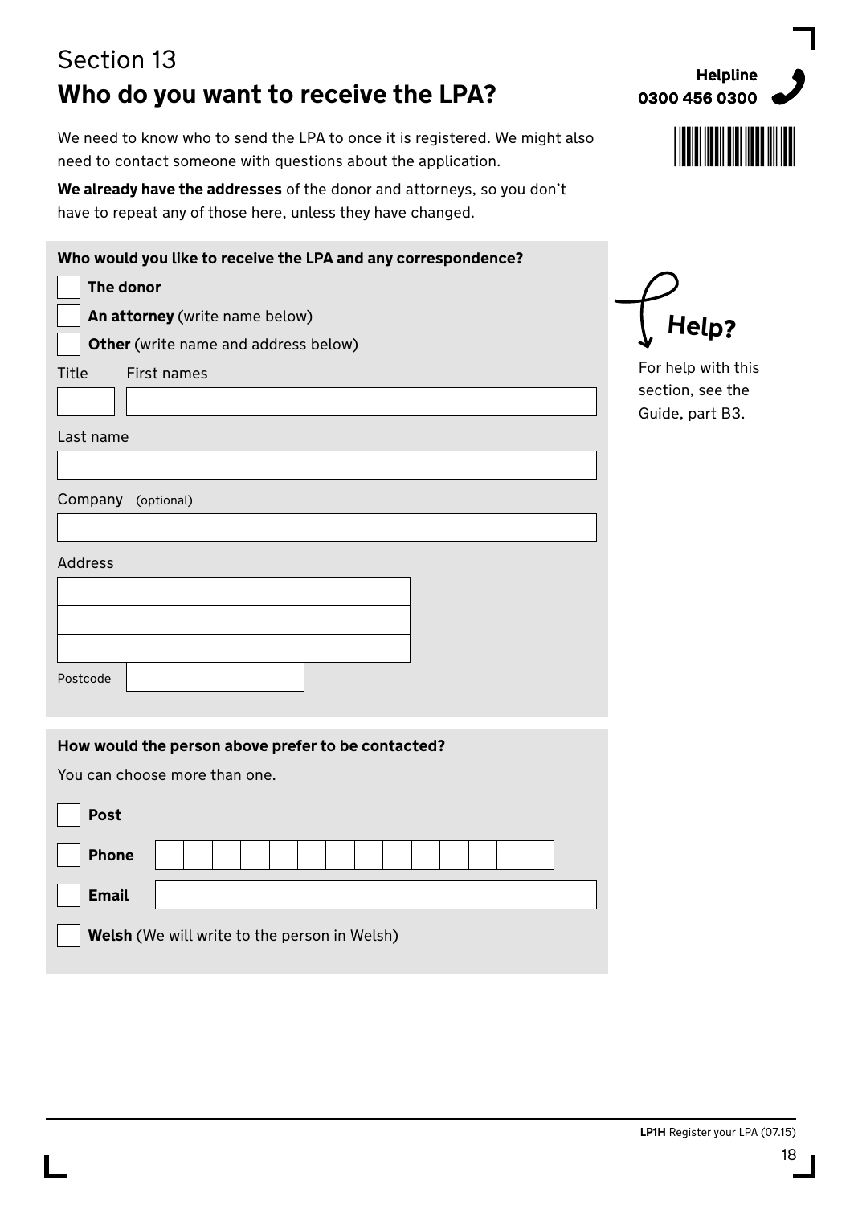Section 13

## Who do you want to receive the LPA?

**Helpline 0300 456 0300**

We need to know who to send the LPA to once it is registered. We might also need to contact someone with questions about the application.

**We already have the addresses** of the donor and attorneys, so you don't have to repeat any of those here, unless they have changed.

**Who would you like to receive the LPA and any correspondence?**

- ☐ **The donor**
- ☐ **An attorney** (write name below)
- ☐ **Other** (write name and address below)

Title ______ First names ______________________

Last name ______________________

Company (optional) ______________________

Address

______________________

______________________

______________________

Postcode ______________________

**Help?**

For help with this section, see the Guide, part B3.

**How would the person above prefer to be contacted?**

You can choose more than one.

- ☐ **Post**
- ☐ **Phone** ______________________
- ☐ **Email** ______________________
- ☐ **Welsh** (We will write to the person in Welsh)

**LP1H** Register your LPA (07.15)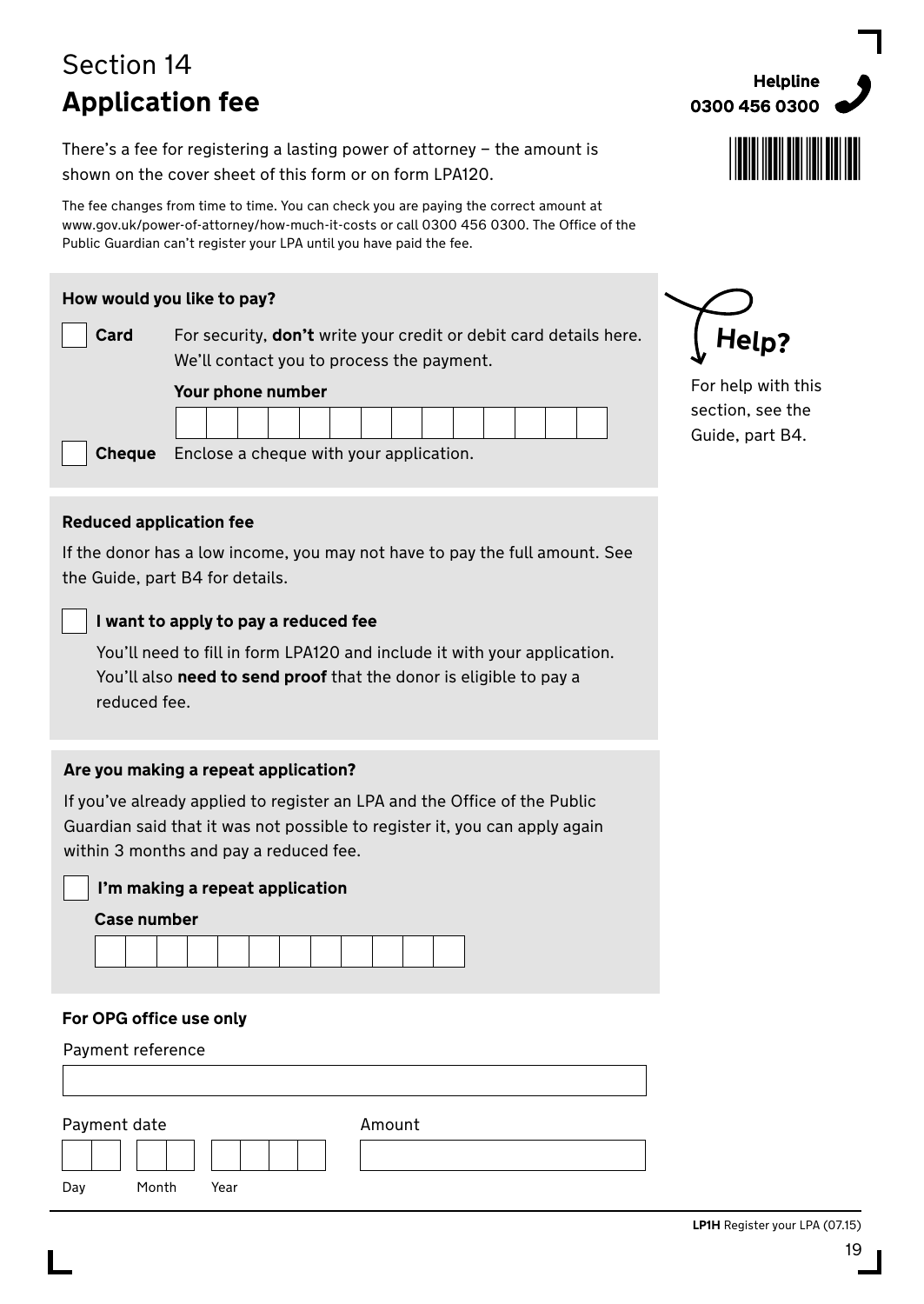Section 14

# Application fee

**Helpline 0300 456 0300**

There's a fee for registering a lasting power of attorney – the amount is shown on the cover sheet of this form or on form LPA120.

The fee changes from time to time. You can check you are paying the correct amount at www.gov.uk/power-of-attorney/how-much-it-costs or call 0300 456 0300. The Office of the Public Guardian can't register your LPA until you have paid the fee.

**How would you like to pay?**

☐ **Card** For security, **don't** write your credit or debit card details here. We'll contact you to process the payment.

**Your phone number**

| | | | | | | | | | | | | | |
|---|---|---|---|---|---|---|---|---|---|---|---|---|---|

☐ **Cheque** Enclose a cheque with your application.

**Help?**

For help with this section, see the Guide, part B4.

**Reduced application fee**

If the donor has a low income, you may not have to pay the full amount. See the Guide, part B4 for details.

☐ **I want to apply to pay a reduced fee**

You'll need to fill in form LPA120 and include it with your application. You'll also **need to send proof** that the donor is eligible to pay a reduced fee.

**Are you making a repeat application?**

If you've already applied to register an LPA and the Office of the Public Guardian said that it was not possible to register it, you can apply again within 3 months and pay a reduced fee.

☐ **I'm making a repeat application**

**Case number**

| | | | | | | | | | | | |
|---|---|---|---|---|---|---|---|---|---|---|---|

**For OPG office use only**

Payment reference

Payment date

Day Month Year

Amount

**LP1H** Register your LPA (07.15)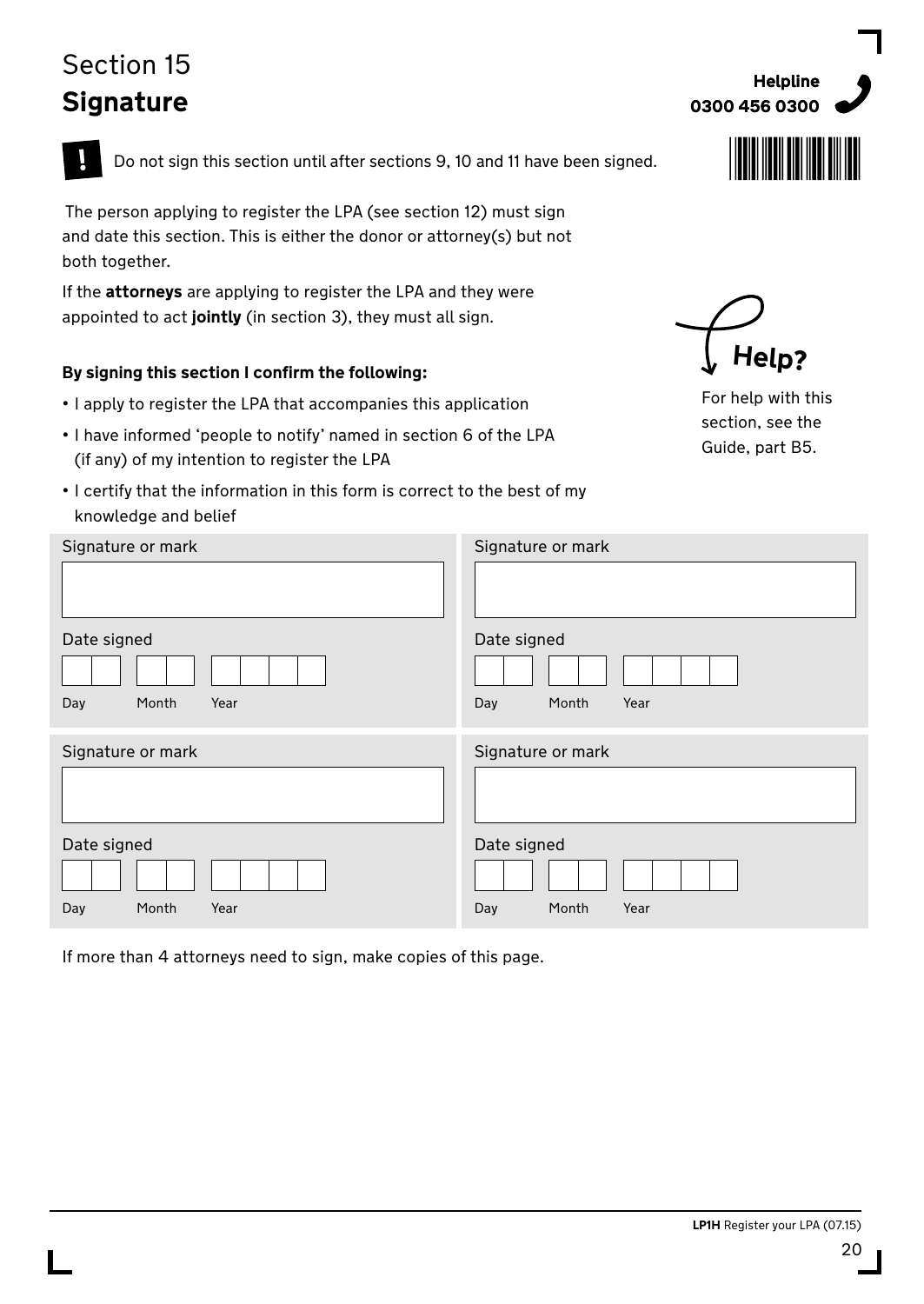# Section 15
## Signature

Helpline
**0300 456 0300**

**!** Do not sign this section until after sections 9, 10 and 11 have been signed.

The person applying to register the LPA (see section 12) must sign and date this section. This is either the donor or attorney(s) but not both together.

If the **attorneys** are applying to register the LPA and they were appointed to act **jointly** (in section 3), they must all sign.

**Help?**

For help with this section, see the Guide, part B5.

**By signing this section I confirm the following:**

- I apply to register the LPA that accompanies this application
- I have informed 'people to notify' named in section 6 of the LPA (if any) of my intention to register the LPA
- I certify that the information in this form is correct to the best of my knowledge and belief

| Signature or mark | Signature or mark |
|---|---|
| | |
| Date signed | Date signed |
| Day / Month / Year | Day / Month / Year |

| Signature or mark | Signature or mark |
|---|---|
| | |
| Date signed | Date signed |
| Day / Month / Year | Day / Month / Year |

If more than 4 attorneys need to sign, make copies of this page.

**LP1H** Register your LPA (07.15)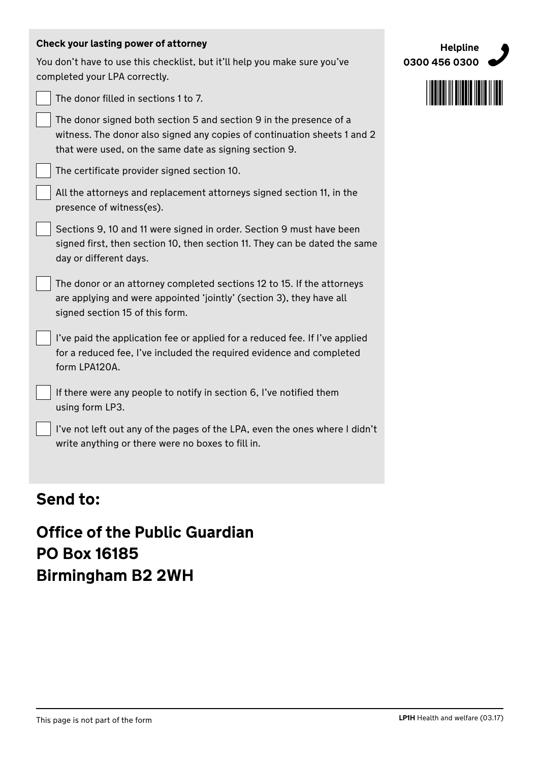**Check your lasting power of attorney**

You don't have to use this checklist, but it'll help you make sure you've completed your LPA correctly.

Helpline
0300 456 0300

- [ ] The donor filled in sections 1 to 7.
- [ ] The donor signed both section 5 and section 9 in the presence of a witness. The donor also signed any copies of continuation sheets 1 and 2 that were used, on the same date as signing section 9.
- [ ] The certificate provider signed section 10.
- [ ] All the attorneys and replacement attorneys signed section 11, in the presence of witness(es).
- [ ] Sections 9, 10 and 11 were signed in order. Section 9 must have been signed first, then section 10, then section 11. They can be dated the same day or different days.
- [ ] The donor or an attorney completed sections 12 to 15. If the attorneys are applying and were appointed 'jointly' (section 3), they have all signed section 15 of this form.
- [ ] I've paid the application fee or applied for a reduced fee. If I've applied for a reduced fee, I've included the required evidence and completed form LPA120A.
- [ ] If there were any people to notify in section 6, I've notified them using form LP3.
- [ ] I've not left out any of the pages of the LPA, even the ones where I didn't write anything or there were no boxes to fill in.

## Send to:

## Office of the Public Guardian
## PO Box 16185
## Birmingham B2 2WH

This page is not part of the form

**LP1H** Health and welfare (03.17)